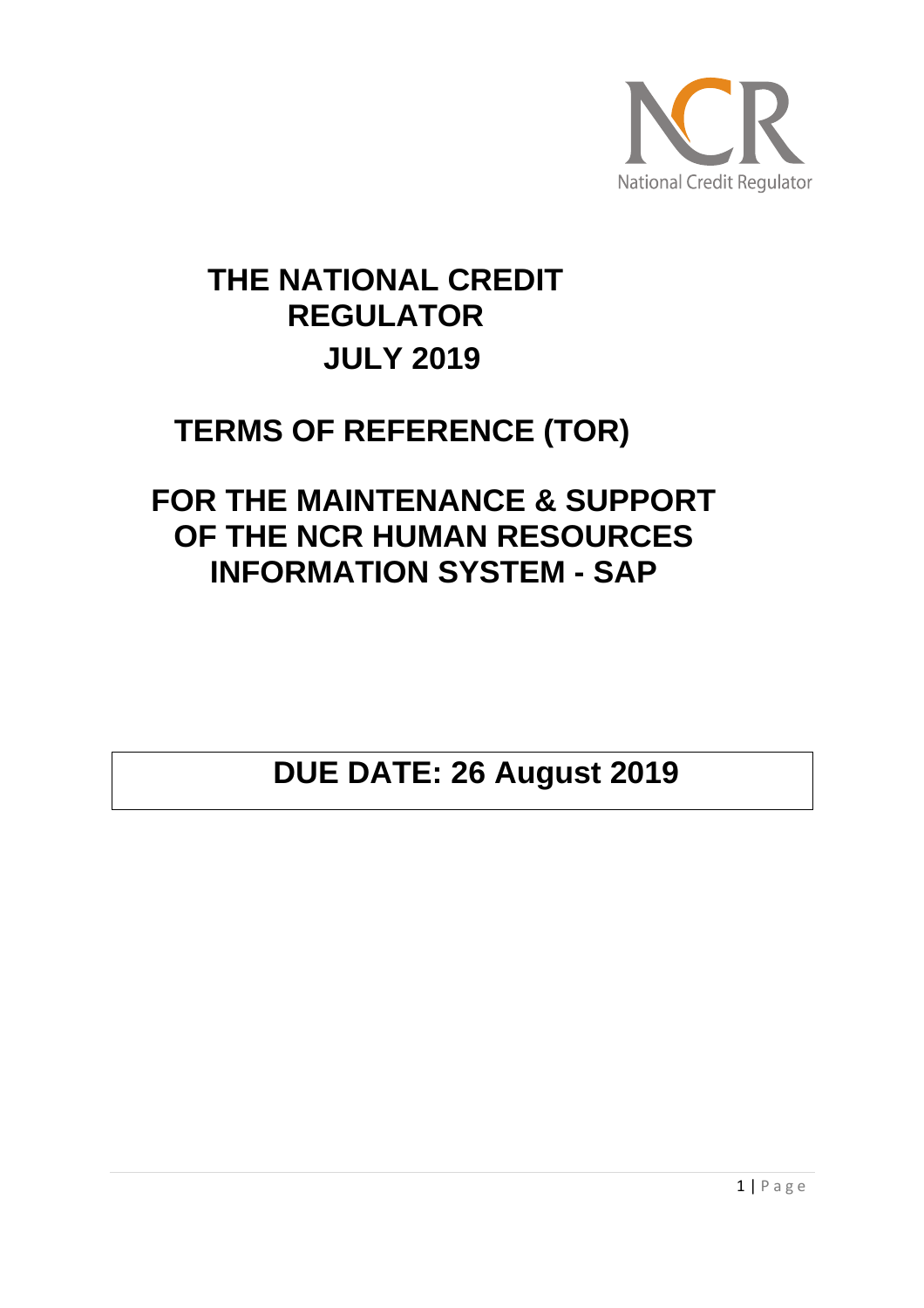National Credit Regulator

# THE NATIONAL CREDIT REGULATOR

# JULY 2019

# TERMS OF REFERENCE (TOR)

# FOR THE MAINTENANCE & SUPPORT OF THE NCR HUMAN RESOURCES INFORMATION SYSTEM - SAP

**DUE DATE: 26 August 2019**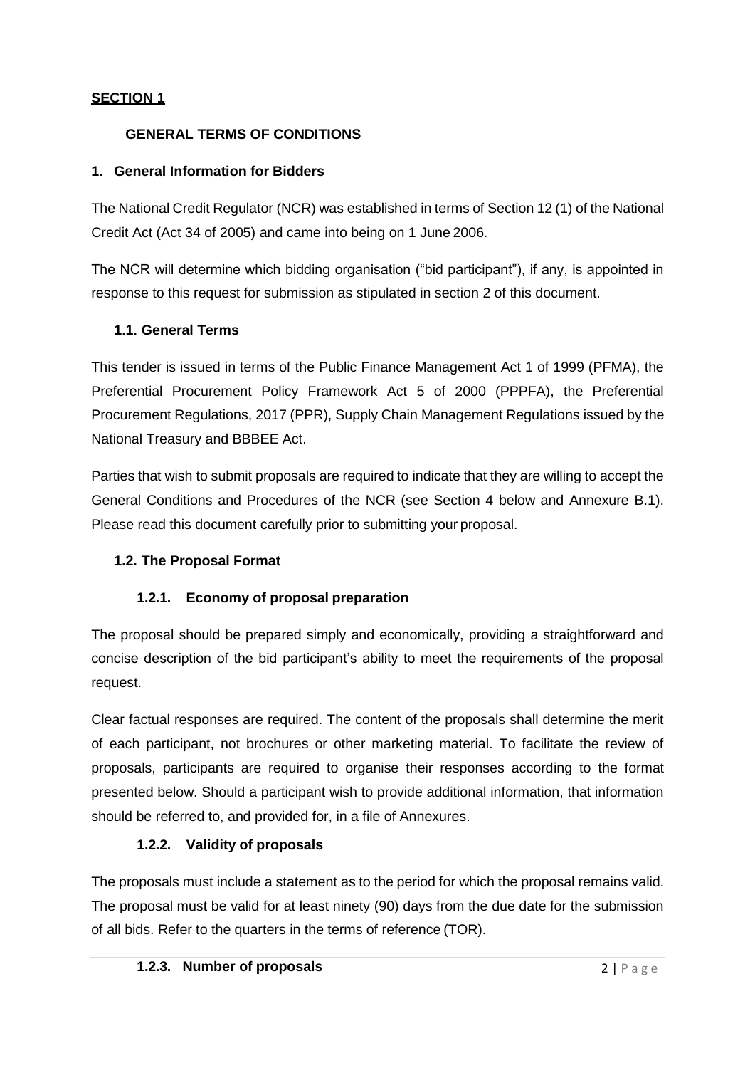**SECTION 1**

## GENERAL TERMS OF CONDITIONS

### 1. General Information for Bidders

The National Credit Regulator (NCR) was established in terms of Section 12 (1) of the National Credit Act (Act 34 of 2005) and came into being on 1 June 2006.

The NCR will determine which bidding organisation ("bid participant"), if any, is appointed in response to this request for submission as stipulated in section 2 of this document.

#### 1.1. General Terms

This tender is issued in terms of the Public Finance Management Act 1 of 1999 (PFMA), the Preferential Procurement Policy Framework Act 5 of 2000 (PPPFA), the Preferential Procurement Regulations, 2017 (PPR), Supply Chain Management Regulations issued by the National Treasury and BBBEE Act.

Parties that wish to submit proposals are required to indicate that they are willing to accept the General Conditions and Procedures of the NCR (see Section 4 below and Annexure B.1). Please read this document carefully prior to submitting your proposal.

#### 1.2. The Proposal Format

##### 1.2.1. Economy of proposal preparation

The proposal should be prepared simply and economically, providing a straightforward and concise description of the bid participant's ability to meet the requirements of the proposal request.

Clear factual responses are required. The content of the proposals shall determine the merit of each participant, not brochures or other marketing material. To facilitate the review of proposals, participants are required to organise their responses according to the format presented below. Should a participant wish to provide additional information, that information should be referred to, and provided for, in a file of Annexures.

##### 1.2.2. Validity of proposals

The proposals must include a statement as to the period for which the proposal remains valid. The proposal must be valid for at least ninety (90) days from the due date for the submission of all bids. Refer to the quarters in the terms of reference (TOR).

##### 1.2.3. Number of proposals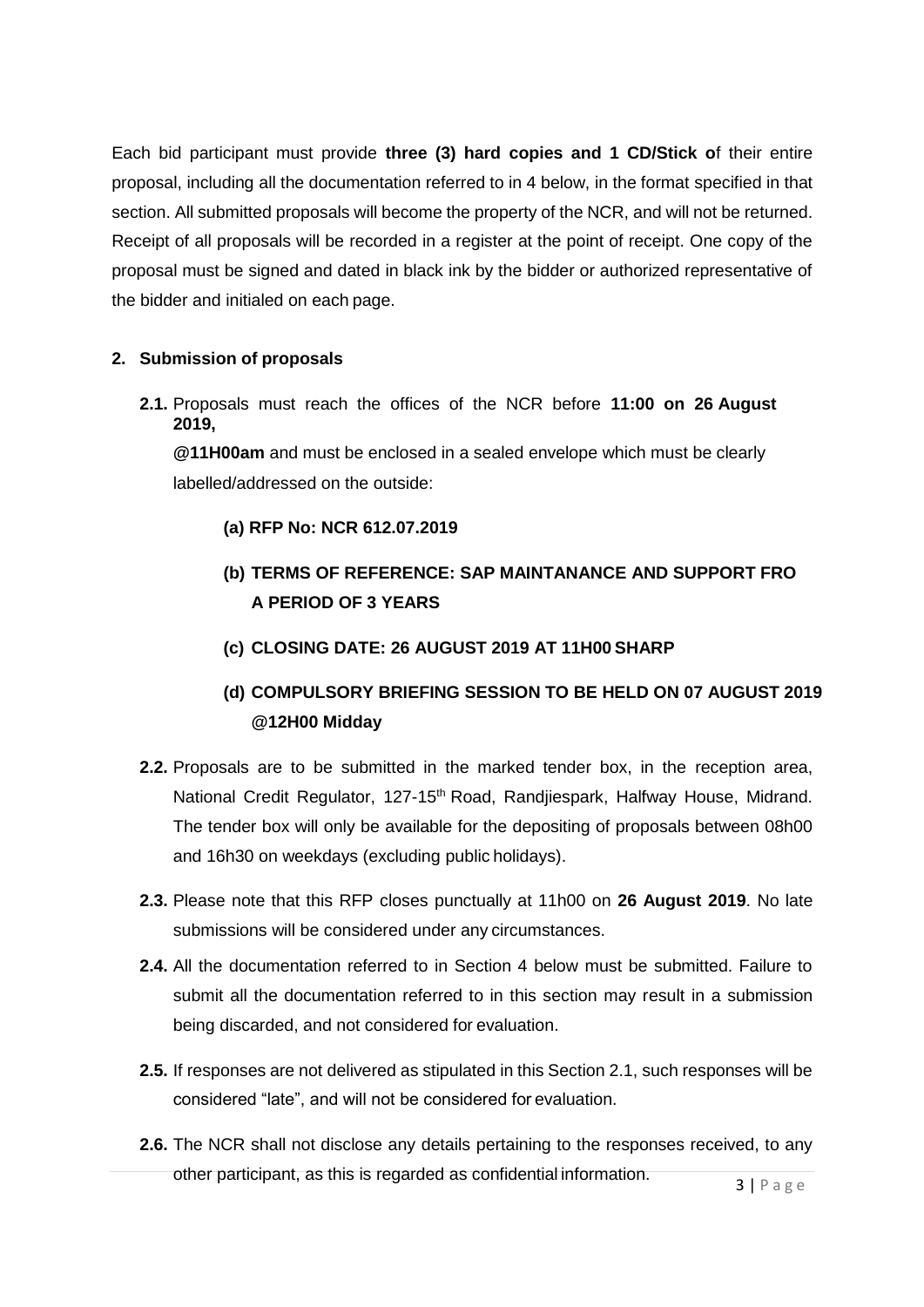Each bid participant must provide **three (3) hard copies and 1 CD/Stick o**f their entire proposal, including all the documentation referred to in 4 below, in the format specified in that section. All submitted proposals will become the property of the NCR, and will not be returned. Receipt of all proposals will be recorded in a register at the point of receipt. One copy of the proposal must be signed and dated in black ink by the bidder or authorized representative of the bidder and initialed on each page.

## 2. Submission of proposals

**2.1.** Proposals must reach the offices of the NCR before **11:00 on 26 August 2019,**

**@11H00am** and must be enclosed in a sealed envelope which must be clearly labelled/addressed on the outside:

- **(a) RFP No: NCR 612.07.2019**
- **(b) TERMS OF REFERENCE: SAP MAINTANANCE AND SUPPORT FRO A PERIOD OF 3 YEARS**
- **(c) CLOSING DATE: 26 AUGUST 2019 AT 11H00 SHARP**
- **(d) COMPULSORY BRIEFING SESSION TO BE HELD ON 07 AUGUST 2019 @12H00 Midday**

**2.2.** Proposals are to be submitted in the marked tender box, in the reception area, National Credit Regulator, 127-15th Road, Randjiespark, Halfway House, Midrand. The tender box will only be available for the depositing of proposals between 08h00 and 16h30 on weekdays (excluding public holidays).

**2.3.** Please note that this RFP closes punctually at 11h00 on **26 August 2019**. No late submissions will be considered under any circumstances.

**2.4.** All the documentation referred to in Section 4 below must be submitted. Failure to submit all the documentation referred to in this section may result in a submission being discarded, and not considered for evaluation.

**2.5.** If responses are not delivered as stipulated in this Section 2.1, such responses will be considered "late", and will not be considered for evaluation.

**2.6.** The NCR shall not disclose any details pertaining to the responses received, to any other participant, as this is regarded as confidential information.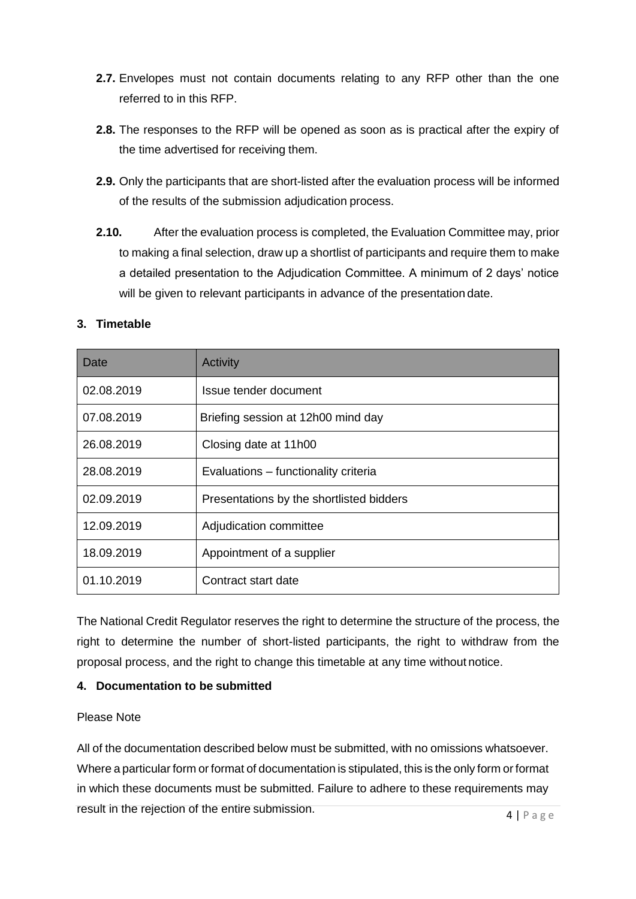**2.7.** Envelopes must not contain documents relating to any RFP other than the one referred to in this RFP.

**2.8.** The responses to the RFP will be opened as soon as is practical after the expiry of the time advertised for receiving them.

**2.9.** Only the participants that are short-listed after the evaluation process will be informed of the results of the submission adjudication process.

**2.10.** After the evaluation process is completed, the Evaluation Committee may, prior to making a final selection, draw up a shortlist of participants and require them to make a detailed presentation to the Adjudication Committee. A minimum of 2 days' notice will be given to relevant participants in advance of the presentation date.

## 3. Timetable

| Date | Activity |
|---|---|
| 02.08.2019 | Issue tender document |
| 07.08.2019 | Briefing session at 12h00 mind day |
| 26.08.2019 | Closing date at 11h00 |
| 28.08.2019 | Evaluations – functionality criteria |
| 02.09.2019 | Presentations by the shortlisted bidders |
| 12.09.2019 | Adjudication committee |
| 18.09.2019 | Appointment of a supplier |
| 01.10.2019 | Contract start date |

The National Credit Regulator reserves the right to determine the structure of the process, the right to determine the number of short-listed participants, the right to withdraw from the proposal process, and the right to change this timetable at any time without notice.

## 4. Documentation to be submitted

Please Note

All of the documentation described below must be submitted, with no omissions whatsoever. Where a particular form or format of documentation is stipulated, this is the only form or format in which these documents must be submitted. Failure to adhere to these requirements may result in the rejection of the entire submission.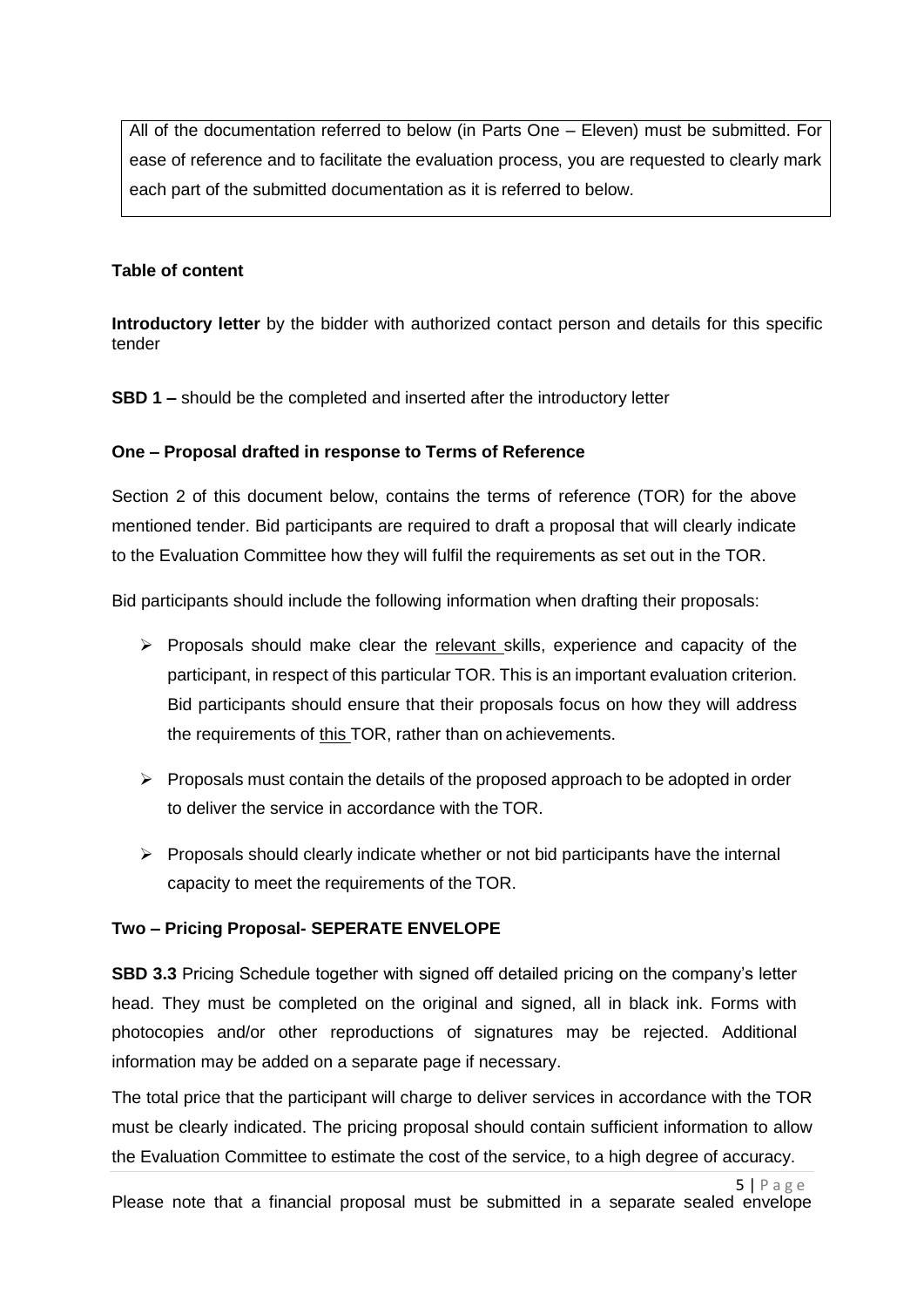All of the documentation referred to below (in Parts One – Eleven) must be submitted. For ease of reference and to facilitate the evaluation process, you are requested to clearly mark each part of the submitted documentation as it is referred to below.

**Table of content**

**Introductory letter** by the bidder with authorized contact person and details for this specific tender

**SBD 1 –** should be the completed and inserted after the introductory letter

**One – Proposal drafted in response to Terms of Reference**

Section 2 of this document below, contains the terms of reference (TOR) for the above mentioned tender. Bid participants are required to draft a proposal that will clearly indicate to the Evaluation Committee how they will fulfil the requirements as set out in the TOR.

Bid participants should include the following information when drafting their proposals:

- Proposals should make clear the relevant skills, experience and capacity of the participant, in respect of this particular TOR. This is an important evaluation criterion. Bid participants should ensure that their proposals focus on how they will address the requirements of this TOR, rather than on achievements.
- Proposals must contain the details of the proposed approach to be adopted in order to deliver the service in accordance with the TOR.
- Proposals should clearly indicate whether or not bid participants have the internal capacity to meet the requirements of the TOR.

**Two – Pricing Proposal- SEPERATE ENVELOPE**

**SBD 3.3** Pricing Schedule together with signed off detailed pricing on the company's letter head. They must be completed on the original and signed, all in black ink. Forms with photocopies and/or other reproductions of signatures may be rejected. Additional information may be added on a separate page if necessary.

The total price that the participant will charge to deliver services in accordance with the TOR must be clearly indicated. The pricing proposal should contain sufficient information to allow the Evaluation Committee to estimate the cost of the service, to a high degree of accuracy.

Please note that a financial proposal must be submitted in a separate sealed envelope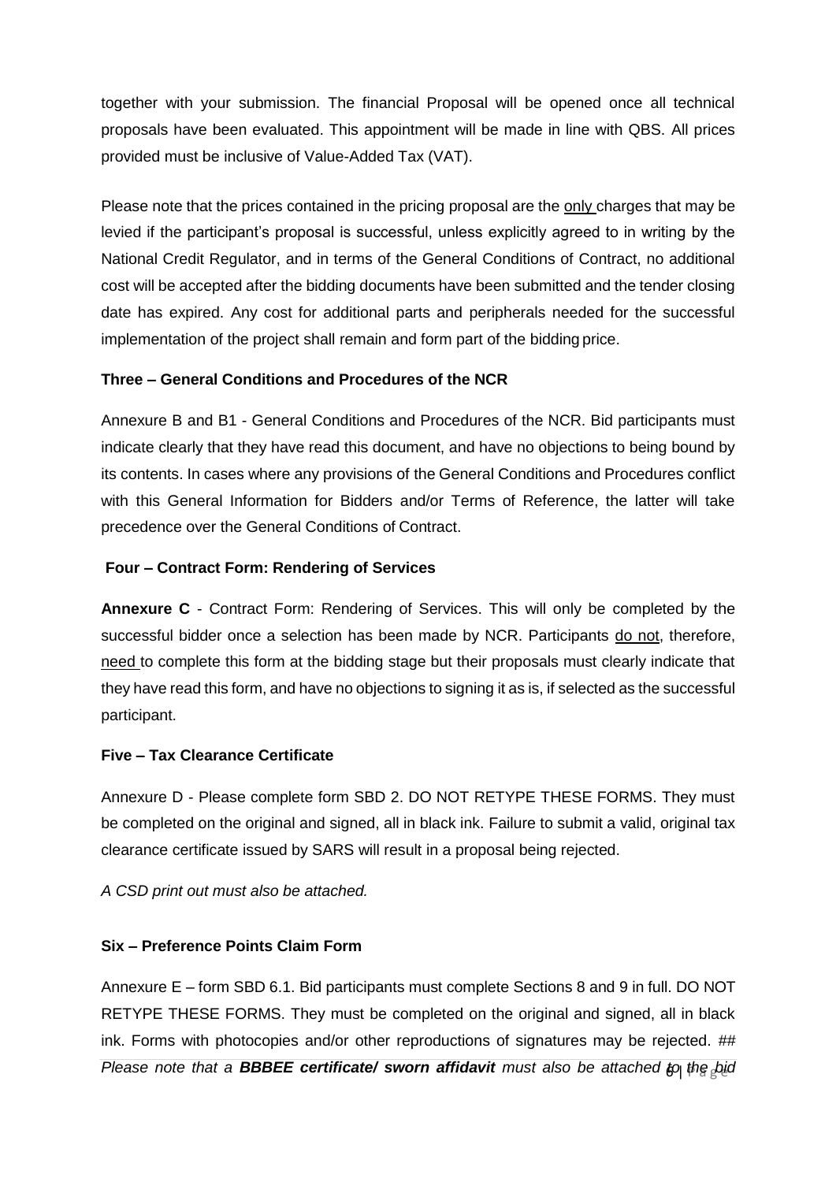together with your submission. The financial Proposal will be opened once all technical proposals have been evaluated. This appointment will be made in line with QBS. All prices provided must be inclusive of Value-Added Tax (VAT).

Please note that the prices contained in the pricing proposal are the only charges that may be levied if the participant's proposal is successful, unless explicitly agreed to in writing by the National Credit Regulator, and in terms of the General Conditions of Contract, no additional cost will be accepted after the bidding documents have been submitted and the tender closing date has expired. Any cost for additional parts and peripherals needed for the successful implementation of the project shall remain and form part of the bidding price.

**Three – General Conditions and Procedures of the NCR**

Annexure B and B1 - General Conditions and Procedures of the NCR. Bid participants must indicate clearly that they have read this document, and have no objections to being bound by its contents. In cases where any provisions of the General Conditions and Procedures conflict with this General Information for Bidders and/or Terms of Reference, the latter will take precedence over the General Conditions of Contract.

**Four – Contract Form: Rendering of Services**

**Annexure C** - Contract Form: Rendering of Services. This will only be completed by the successful bidder once a selection has been made by NCR. Participants do not, therefore, need to complete this form at the bidding stage but their proposals must clearly indicate that they have read this form, and have no objections to signing it as is, if selected as the successful participant.

**Five – Tax Clearance Certificate**

Annexure D - Please complete form SBD 2. DO NOT RETYPE THESE FORMS. They must be completed on the original and signed, all in black ink. Failure to submit a valid, original tax clearance certificate issued by SARS will result in a proposal being rejected.

*A CSD print out must also be attached.*

**Six – Preference Points Claim Form**

Annexure E – form SBD 6.1. Bid participants must complete Sections 8 and 9 in full. DO NOT RETYPE THESE FORMS. They must be completed on the original and signed, all in black ink. Forms with photocopies and/or other reproductions of signatures may be rejected. ## *Please note that a **BBBEE certificate/ sworn affidavit** must also be attached to the bid*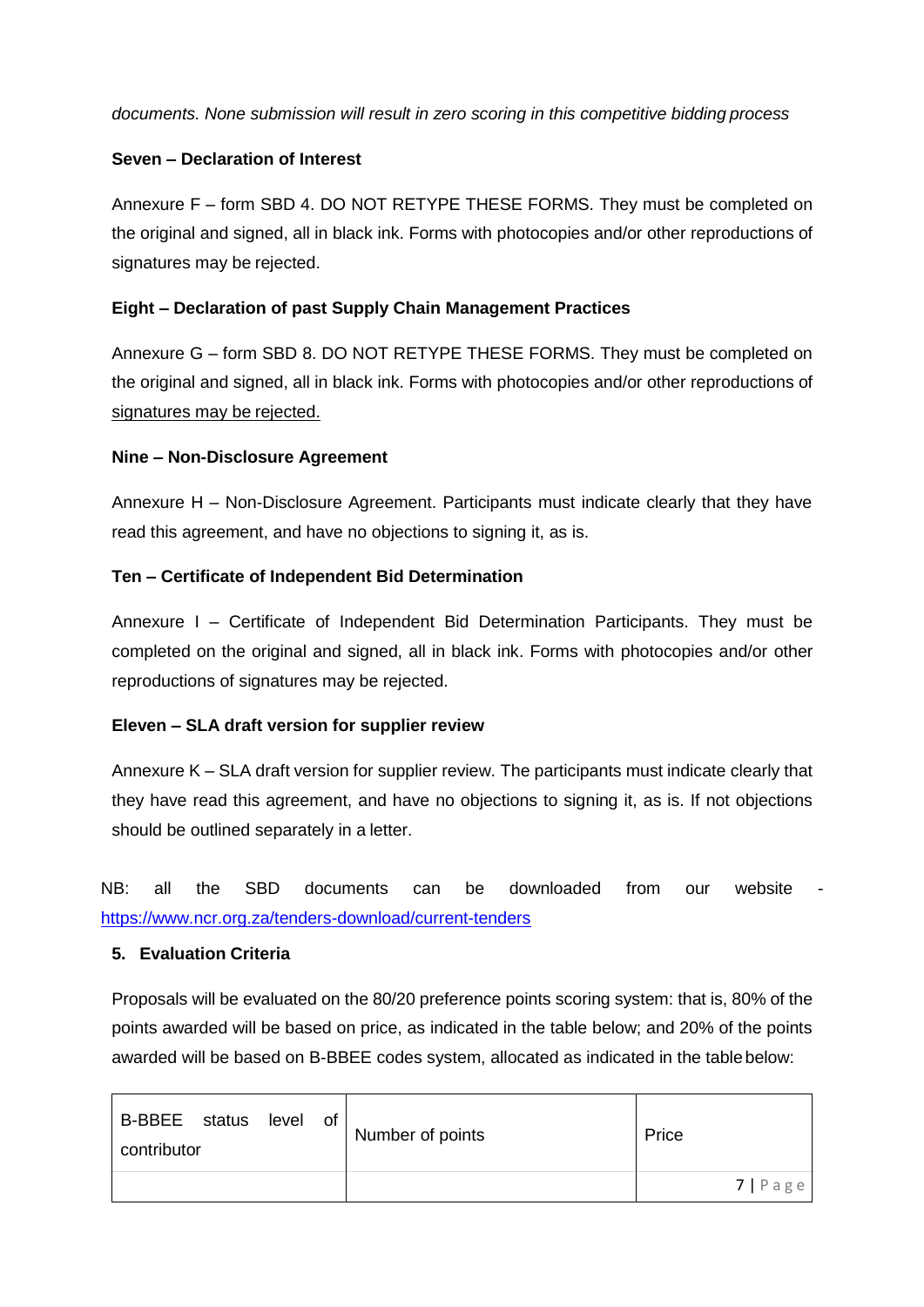*documents. None submission will result in zero scoring in this competitive bidding process*

**Seven – Declaration of Interest**

Annexure F – form SBD 4. DO NOT RETYPE THESE FORMS. They must be completed on the original and signed, all in black ink. Forms with photocopies and/or other reproductions of signatures may be rejected.

**Eight – Declaration of past Supply Chain Management Practices**

Annexure G – form SBD 8. DO NOT RETYPE THESE FORMS. They must be completed on the original and signed, all in black ink. Forms with photocopies and/or other reproductions of signatures may be rejected.

**Nine – Non-Disclosure Agreement**

Annexure H – Non-Disclosure Agreement. Participants must indicate clearly that they have read this agreement, and have no objections to signing it, as is.

**Ten – Certificate of Independent Bid Determination**

Annexure I – Certificate of Independent Bid Determination Participants. They must be completed on the original and signed, all in black ink. Forms with photocopies and/or other reproductions of signatures may be rejected.

**Eleven – SLA draft version for supplier review**

Annexure K – SLA draft version for supplier review. The participants must indicate clearly that they have read this agreement, and have no objections to signing it, as is. If not objections should be outlined separately in a letter.

NB: all the SBD documents can be downloaded from our website - https://www.ncr.org.za/tenders-download/current-tenders

## 5. Evaluation Criteria

Proposals will be evaluated on the 80/20 preference points scoring system: that is, 80% of the points awarded will be based on price, as indicated in the table below; and 20% of the points awarded will be based on B-BBEE codes system, allocated as indicated in the table below:

| B-BBEE status level of contributor | Number of points | Price |
|---|---|---|
| | | |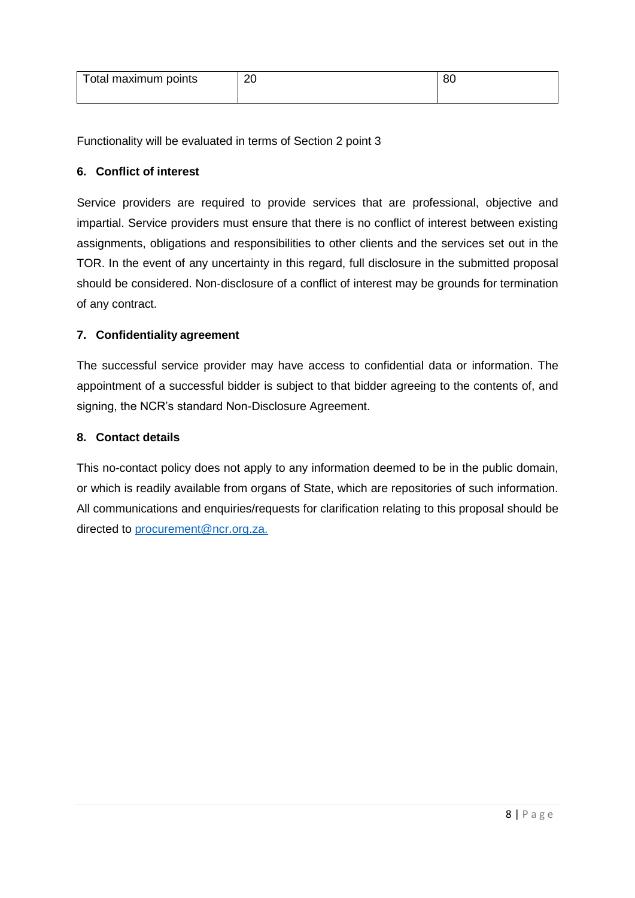| Total maximum points | 20 | 80 |
|---|---|---|

Functionality will be evaluated in terms of Section 2 point 3

## 6. Conflict of interest

Service providers are required to provide services that are professional, objective and impartial. Service providers must ensure that there is no conflict of interest between existing assignments, obligations and responsibilities to other clients and the services set out in the TOR. In the event of any uncertainty in this regard, full disclosure in the submitted proposal should be considered. Non-disclosure of a conflict of interest may be grounds for termination of any contract.

## 7. Confidentiality agreement

The successful service provider may have access to confidential data or information. The appointment of a successful bidder is subject to that bidder agreeing to the contents of, and signing, the NCR's standard Non-Disclosure Agreement.

## 8. Contact details

This no-contact policy does not apply to any information deemed to be in the public domain, or which is readily available from organs of State, which are repositories of such information. All communications and enquiries/requests for clarification relating to this proposal should be directed to procurement@ncr.org.za.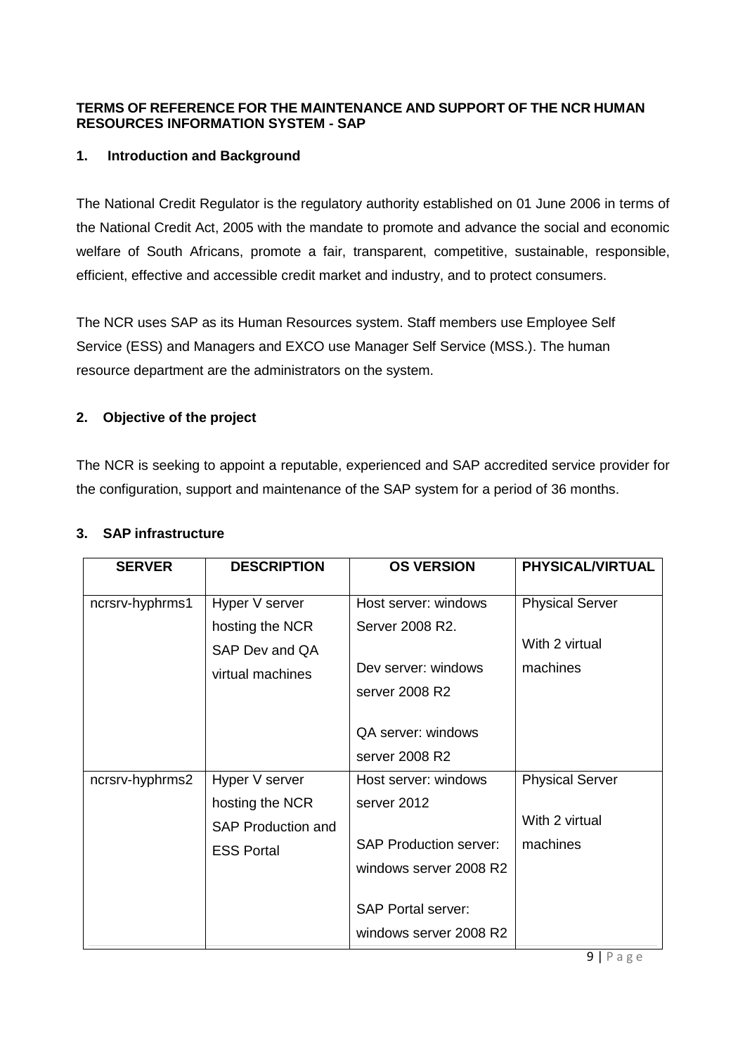**TERMS OF REFERENCE FOR THE MAINTENANCE AND SUPPORT OF THE NCR HUMAN RESOURCES INFORMATION SYSTEM - SAP**

## 1. Introduction and Background

The National Credit Regulator is the regulatory authority established on 01 June 2006 in terms of the National Credit Act, 2005 with the mandate to promote and advance the social and economic welfare of South Africans, promote a fair, transparent, competitive, sustainable, responsible, efficient, effective and accessible credit market and industry, and to protect consumers.

The NCR uses SAP as its Human Resources system. Staff members use Employee Self Service (ESS) and Managers and EXCO use Manager Self Service (MSS.). The human resource department are the administrators on the system.

## 2. Objective of the project

The NCR is seeking to appoint a reputable, experienced and SAP accredited service provider for the configuration, support and maintenance of the SAP system for a period of 36 months.

## 3. SAP infrastructure

| SERVER | DESCRIPTION | OS VERSION | PHYSICAL/VIRTUAL |
|---|---|---|---|
| ncrsrv-hyphrms1 | Hyper V server hosting the NCR SAP Dev and QA virtual machines | Host server: windows Server 2008 R2.<br><br>Dev server: windows server 2008 R2<br><br>QA server: windows server 2008 R2 | Physical Server<br><br>With 2 virtual machines |
| ncrsrv-hyphrms2 | Hyper V server hosting the NCR SAP Production and ESS Portal | Host server: windows server 2012<br><br>SAP Production server: windows server 2008 R2<br><br>SAP Portal server: windows server 2008 R2 | Physical Server<br><br>With 2 virtual machines |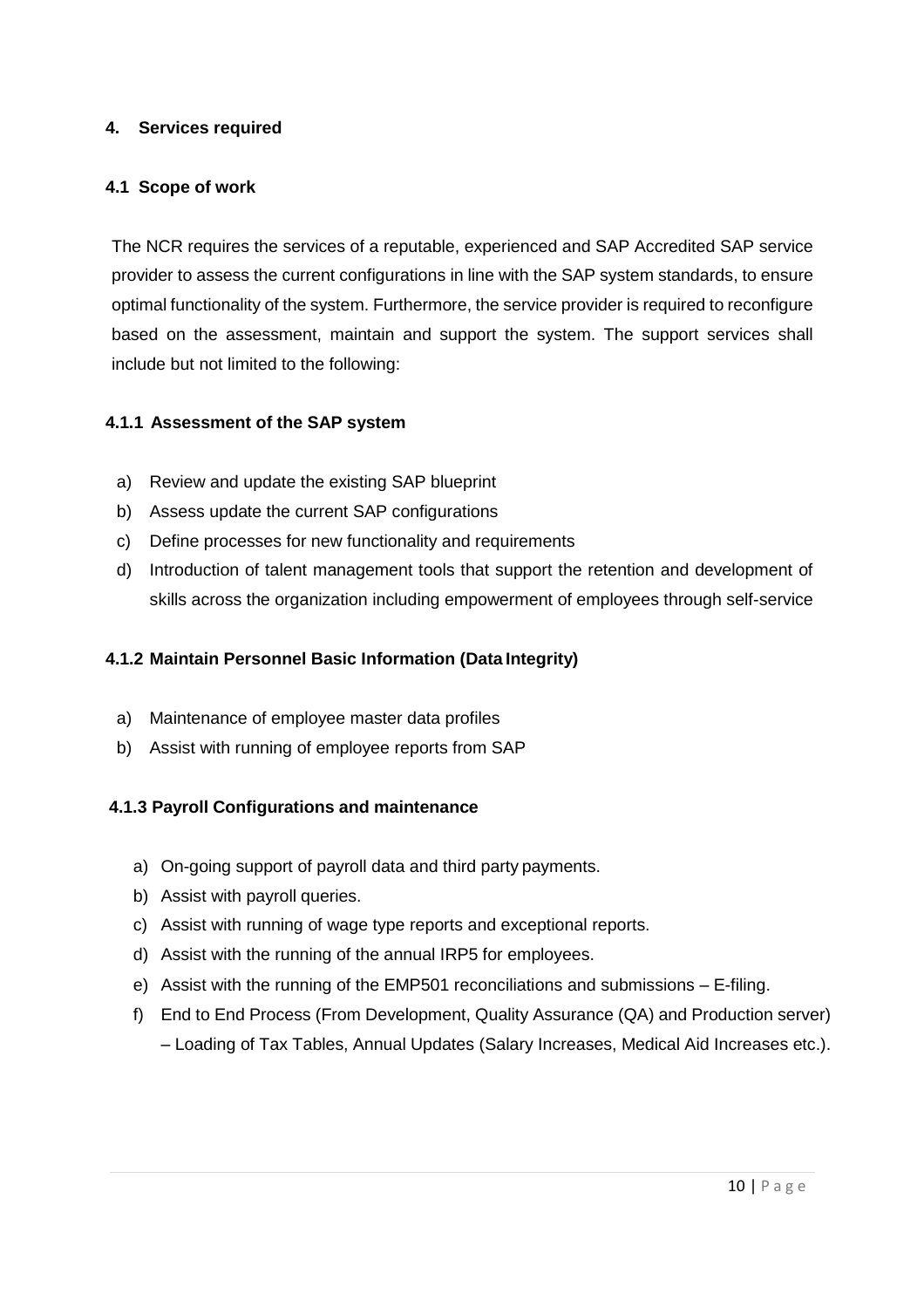## 4. Services required

### 4.1 Scope of work

The NCR requires the services of a reputable, experienced and SAP Accredited SAP service provider to assess the current configurations in line with the SAP system standards, to ensure optimal functionality of the system. Furthermore, the service provider is required to reconfigure based on the assessment, maintain and support the system. The support services shall include but not limited to the following:

#### 4.1.1 Assessment of the SAP system

a) Review and update the existing SAP blueprint
b) Assess update the current SAP configurations
c) Define processes for new functionality and requirements
d) Introduction of talent management tools that support the retention and development of skills across the organization including empowerment of employees through self-service

#### 4.1.2 Maintain Personnel Basic Information (Data Integrity)

a) Maintenance of employee master data profiles
b) Assist with running of employee reports from SAP

#### 4.1.3 Payroll Configurations and maintenance

a) On-going support of payroll data and third party payments.
b) Assist with payroll queries.
c) Assist with running of wage type reports and exceptional reports.
d) Assist with the running of the annual IRP5 for employees.
e) Assist with the running of the EMP501 reconciliations and submissions – E-filing.
f) End to End Process (From Development, Quality Assurance (QA) and Production server) – Loading of Tax Tables, Annual Updates (Salary Increases, Medical Aid Increases etc.).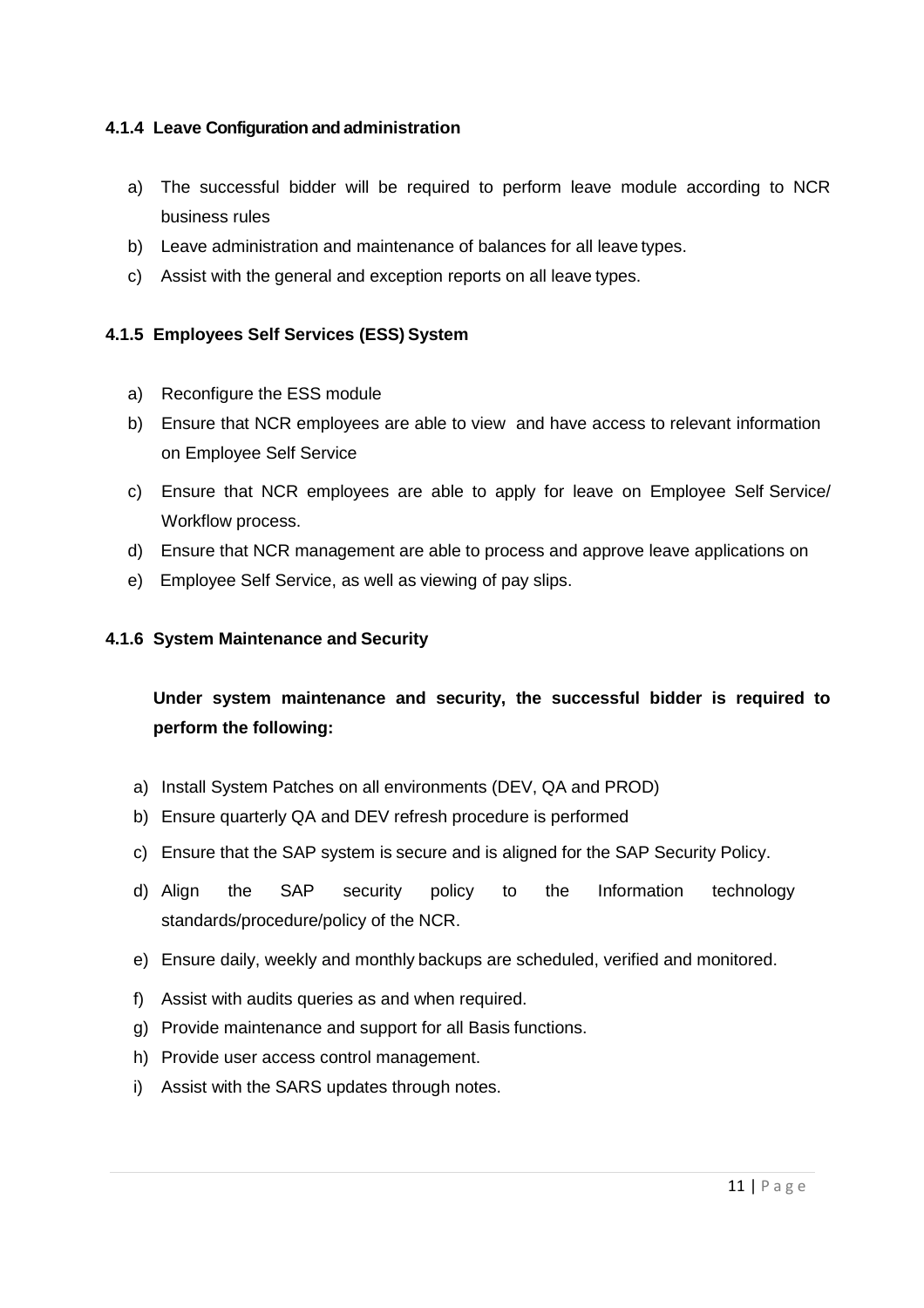#### 4.1.4 Leave Configuration and administration

a) The successful bidder will be required to perform leave module according to NCR business rules
b) Leave administration and maintenance of balances for all leave types.
c) Assist with the general and exception reports on all leave types.

#### 4.1.5 Employees Self Services (ESS) System

a) Reconfigure the ESS module
b) Ensure that NCR employees are able to view and have access to relevant information on Employee Self Service
c) Ensure that NCR employees are able to apply for leave on Employee Self Service/ Workflow process.
d) Ensure that NCR management are able to process and approve leave applications on
e) Employee Self Service, as well as viewing of pay slips.

#### 4.1.6 System Maintenance and Security

**Under system maintenance and security, the successful bidder is required to perform the following:**

a) Install System Patches on all environments (DEV, QA and PROD)
b) Ensure quarterly QA and DEV refresh procedure is performed
c) Ensure that the SAP system is secure and is aligned for the SAP Security Policy.
d) Align the SAP security policy to the Information technology standards/procedure/policy of the NCR.
e) Ensure daily, weekly and monthly backups are scheduled, verified and monitored.
f) Assist with audits queries as and when required.
g) Provide maintenance and support for all Basis functions.
h) Provide user access control management.
i) Assist with the SARS updates through notes.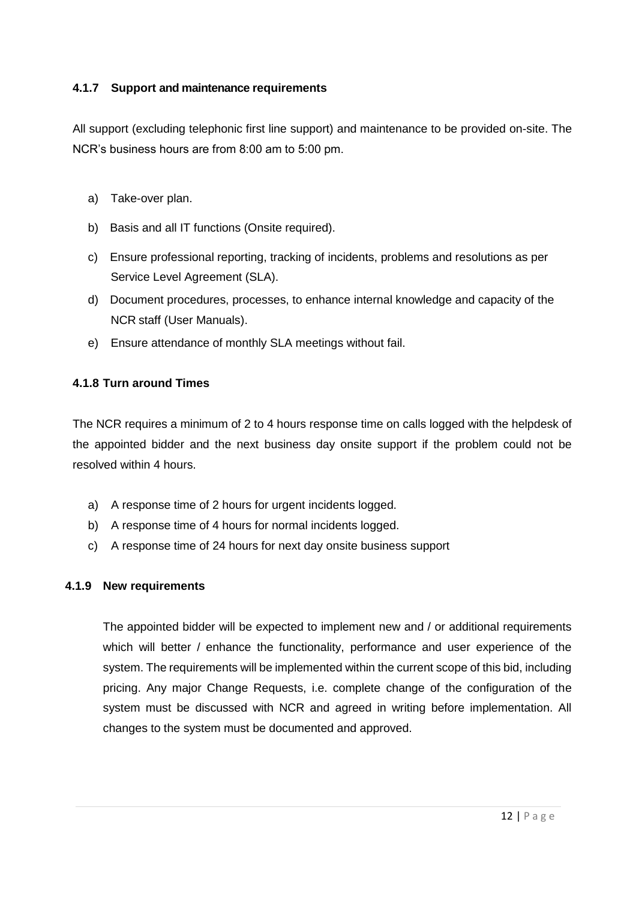#### 4.1.7 Support and maintenance requirements

All support (excluding telephonic first line support) and maintenance to be provided on-site. The NCR's business hours are from 8:00 am to 5:00 pm.

a) Take-over plan.

b) Basis and all IT functions (Onsite required).

c) Ensure professional reporting, tracking of incidents, problems and resolutions as per Service Level Agreement (SLA).

d) Document procedures, processes, to enhance internal knowledge and capacity of the NCR staff (User Manuals).

e) Ensure attendance of monthly SLA meetings without fail.

#### 4.1.8 Turn around Times

The NCR requires a minimum of 2 to 4 hours response time on calls logged with the helpdesk of the appointed bidder and the next business day onsite support if the problem could not be resolved within 4 hours.

a) A response time of 2 hours for urgent incidents logged.
b) A response time of 4 hours for normal incidents logged.
c) A response time of 24 hours for next day onsite business support

#### 4.1.9 New requirements

The appointed bidder will be expected to implement new and / or additional requirements which will better / enhance the functionality, performance and user experience of the system. The requirements will be implemented within the current scope of this bid, including pricing. Any major Change Requests, i.e. complete change of the configuration of the system must be discussed with NCR and agreed in writing before implementation. All changes to the system must be documented and approved.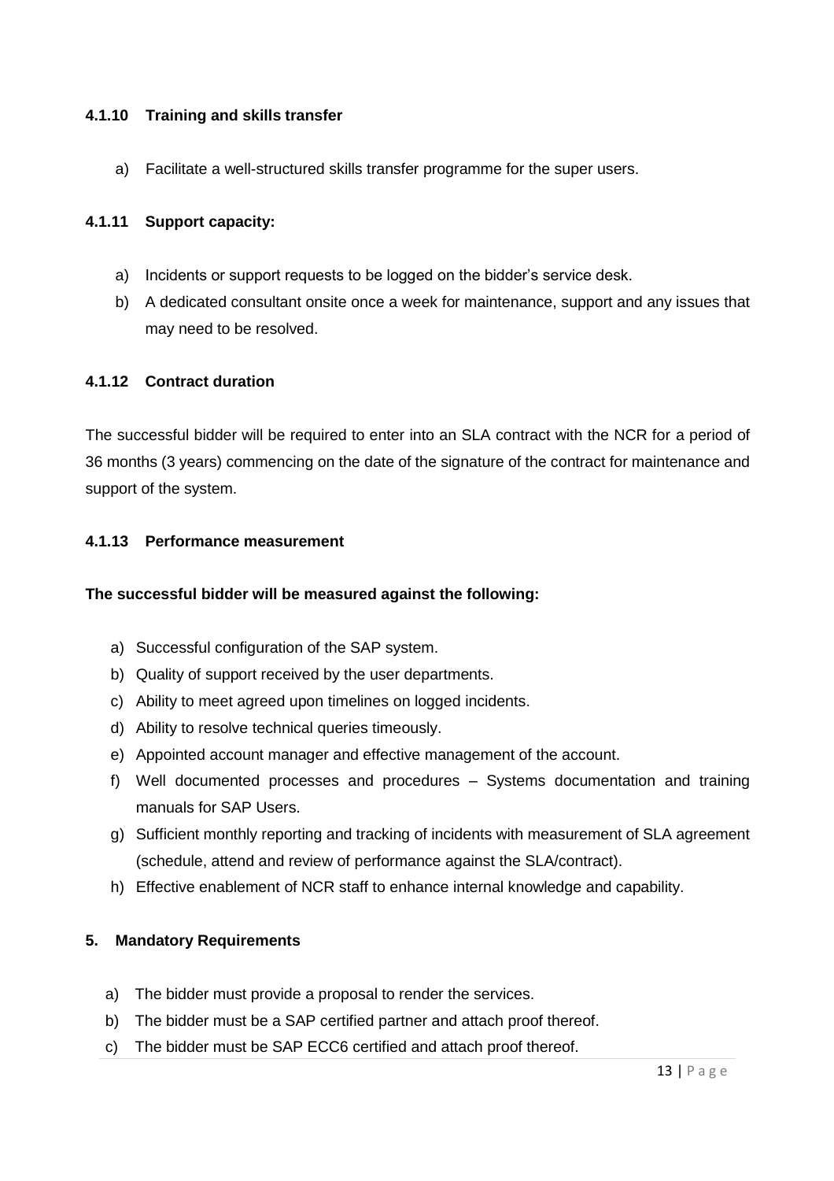#### 4.1.10 Training and skills transfer

a) Facilitate a well-structured skills transfer programme for the super users.

#### 4.1.11 Support capacity:

a) Incidents or support requests to be logged on the bidder's service desk.
b) A dedicated consultant onsite once a week for maintenance, support and any issues that may need to be resolved.

#### 4.1.12 Contract duration

The successful bidder will be required to enter into an SLA contract with the NCR for a period of 36 months (3 years) commencing on the date of the signature of the contract for maintenance and support of the system.

#### 4.1.13 Performance measurement

**The successful bidder will be measured against the following:**

a) Successful configuration of the SAP system.
b) Quality of support received by the user departments.
c) Ability to meet agreed upon timelines on logged incidents.
d) Ability to resolve technical queries timeously.
e) Appointed account manager and effective management of the account.
f) Well documented processes and procedures – Systems documentation and training manuals for SAP Users.
g) Sufficient monthly reporting and tracking of incidents with measurement of SLA agreement (schedule, attend and review of performance against the SLA/contract).
h) Effective enablement of NCR staff to enhance internal knowledge and capability.

## 5. Mandatory Requirements

a) The bidder must provide a proposal to render the services.
b) The bidder must be a SAP certified partner and attach proof thereof.
c) The bidder must be SAP ECC6 certified and attach proof thereof.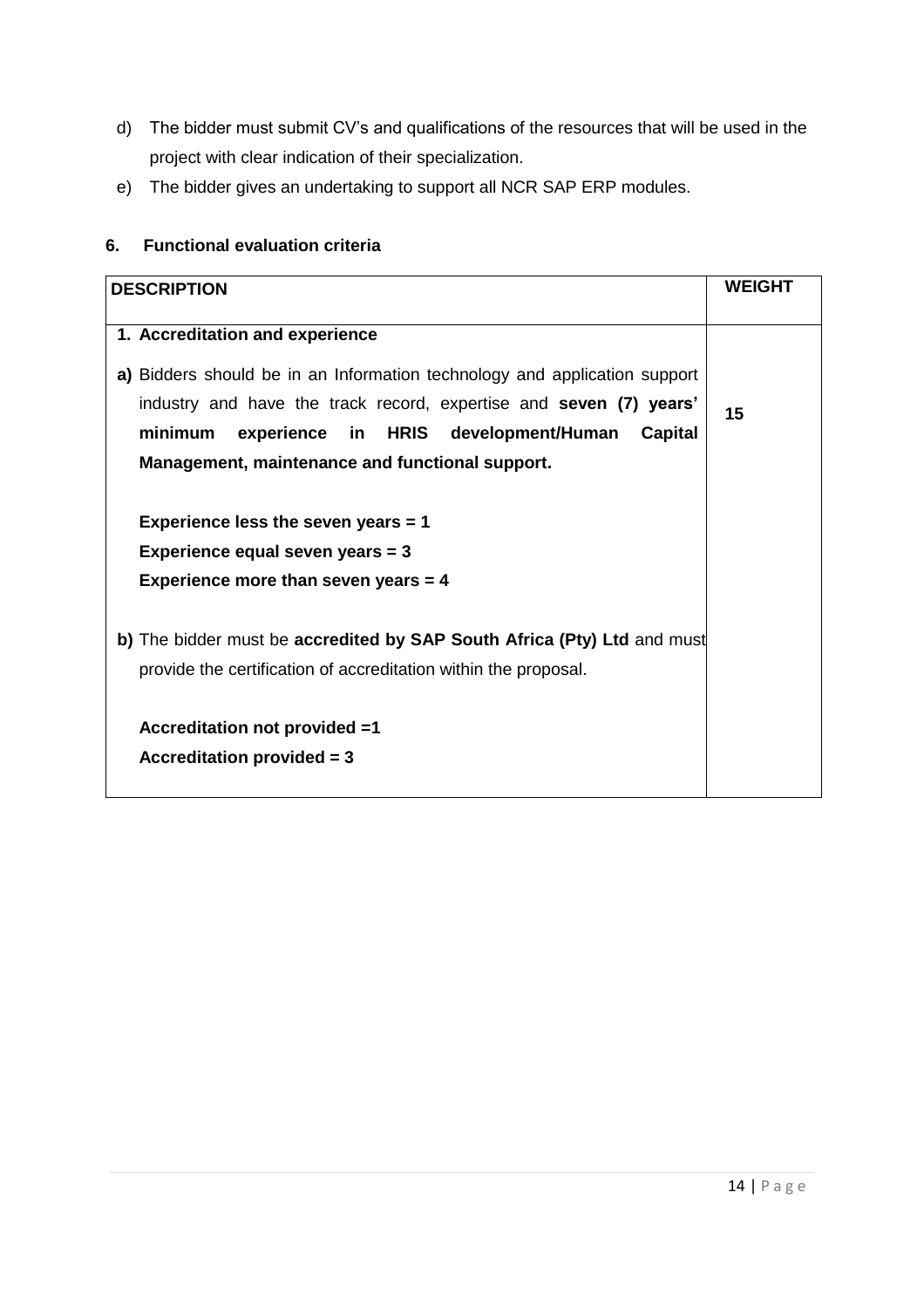d) The bidder must submit CV's and qualifications of the resources that will be used in the project with clear indication of their specialization.

e) The bidder gives an undertaking to support all NCR SAP ERP modules.

## 6. Functional evaluation criteria

| DESCRIPTION | WEIGHT |
|---|---|
| **1. Accreditation and experience**<br><br>**a)** Bidders should be in an Information technology and application support industry and have the track record, expertise and **seven (7) years' minimum experience in HRIS development/Human Capital Management, maintenance and functional support.**<br><br>**Experience less the seven years = 1**<br>**Experience equal seven years = 3**<br>**Experience more than seven years = 4**<br><br>**b)** The bidder must be **accredited by SAP South Africa (Pty) Ltd** and must provide the certification of accreditation within the proposal.<br><br>**Accreditation not provided =1**<br>**Accreditation provided = 3** | **15** |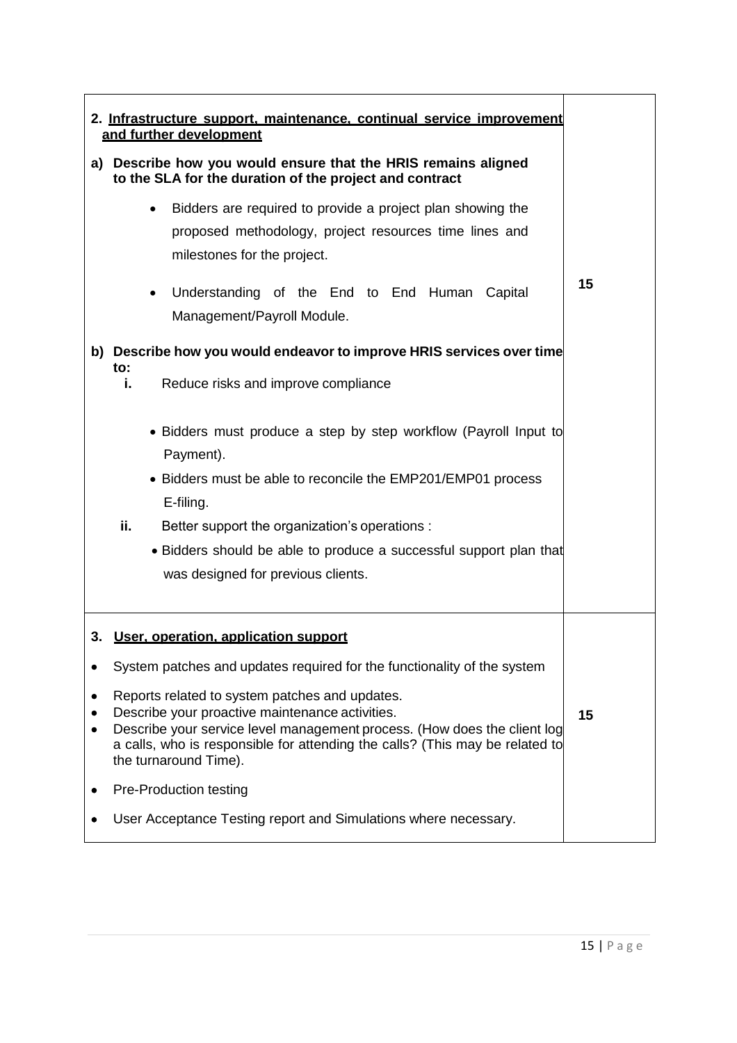| | |
|---|---|
| **2. Infrastructure support, maintenance, continual service improvement and further development**<br><br>**a) Describe how you would ensure that the HRIS remains aligned to the SLA for the duration of the project and contract**<br><br>• Bidders are required to provide a project plan showing the proposed methodology, project resources time lines and milestones for the project.<br><br>• Understanding of the End to End Human Capital Management/Payroll Module.<br><br>**b) Describe how you would endeavor to improve HRIS services over time to:**<br>**i.** Reduce risks and improve compliance<br><br>• Bidders must produce a step by step workflow (Payroll Input to Payment).<br>• Bidders must be able to reconcile the EMP201/EMP01 process E-filing.<br><br>**ii.** Better support the organization's operations :<br>• Bidders should be able to produce a successful support plan that was designed for previous clients. | 15 |
| **3. User, operation, application support**<br><br>• System patches and updates required for the functionality of the system<br>• Reports related to system patches and updates.<br>• Describe your proactive maintenance activities.<br>• Describe your service level management process. (How does the client log a calls, who is responsible for attending the calls? (This may be related to the turnaround Time).<br>• Pre-Production testing<br>• User Acceptance Testing report and Simulations where necessary. | 15 |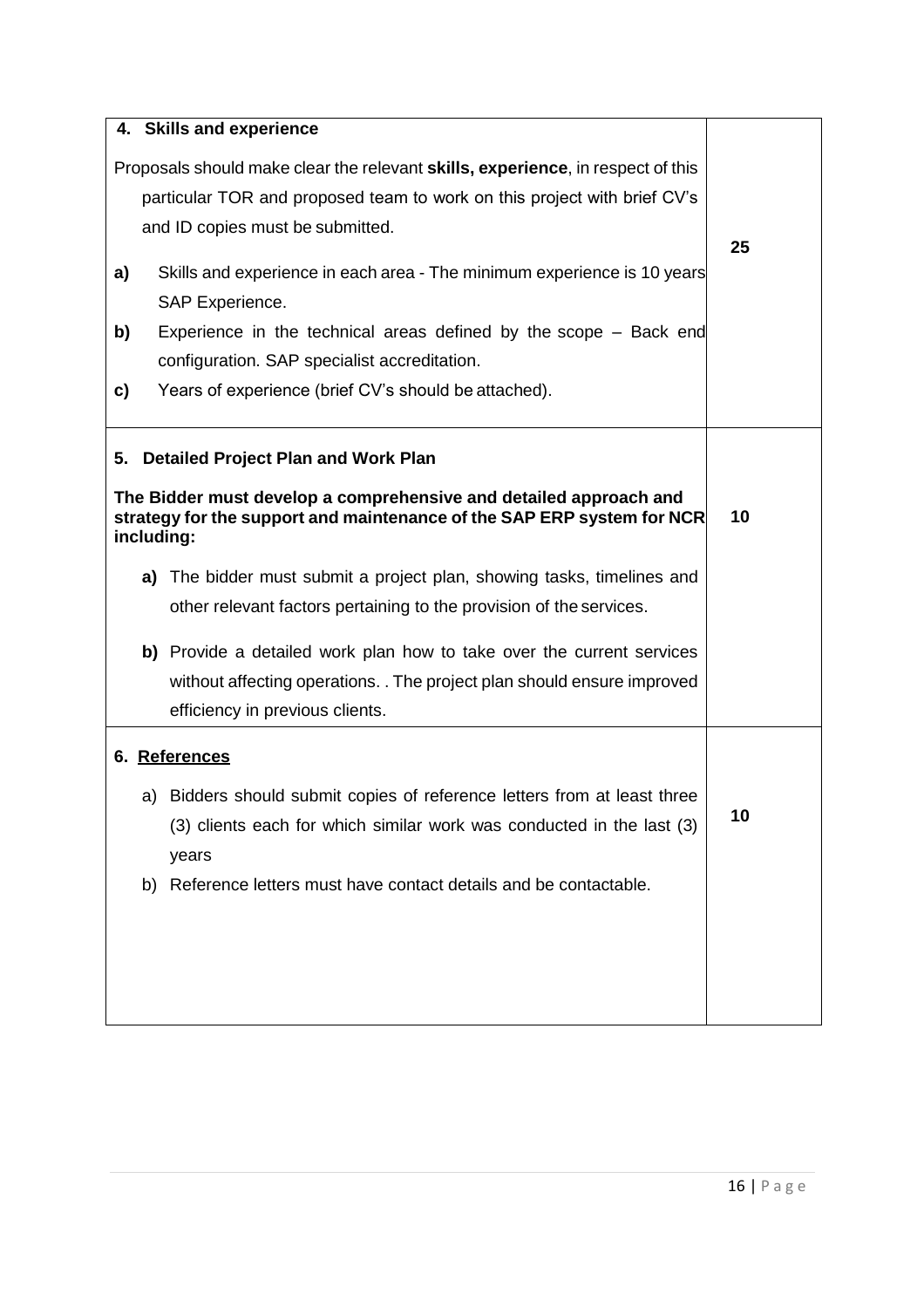| | |
|---|---|
| **4. Skills and experience**<br><br>Proposals should make clear the relevant **skills, experience**, in respect of this particular TOR and proposed team to work on this project with brief CV's and ID copies must be submitted.<br><br>**a)** Skills and experience in each area - The minimum experience is 10 years SAP Experience.<br>**b)** Experience in the technical areas defined by the scope – Back end configuration. SAP specialist accreditation.<br>**c)** Years of experience (brief CV's should be attached). | **25** |
| **5. Detailed Project Plan and Work Plan**<br><br>**The Bidder must develop a comprehensive and detailed approach and strategy for the support and maintenance of the SAP ERP system for NCR including:**<br><br>**a)** The bidder must submit a project plan, showing tasks, timelines and other relevant factors pertaining to the provision of the services.<br><br>**b)** Provide a detailed work plan how to take over the current services without affecting operations. . The project plan should ensure improved efficiency in previous clients. | **10** |
| **6. <u>References</u>**<br><br>a) Bidders should submit copies of reference letters from at least three (3) clients each for which similar work was conducted in the last (3) years<br>b) Reference letters must have contact details and be contactable. | **10** |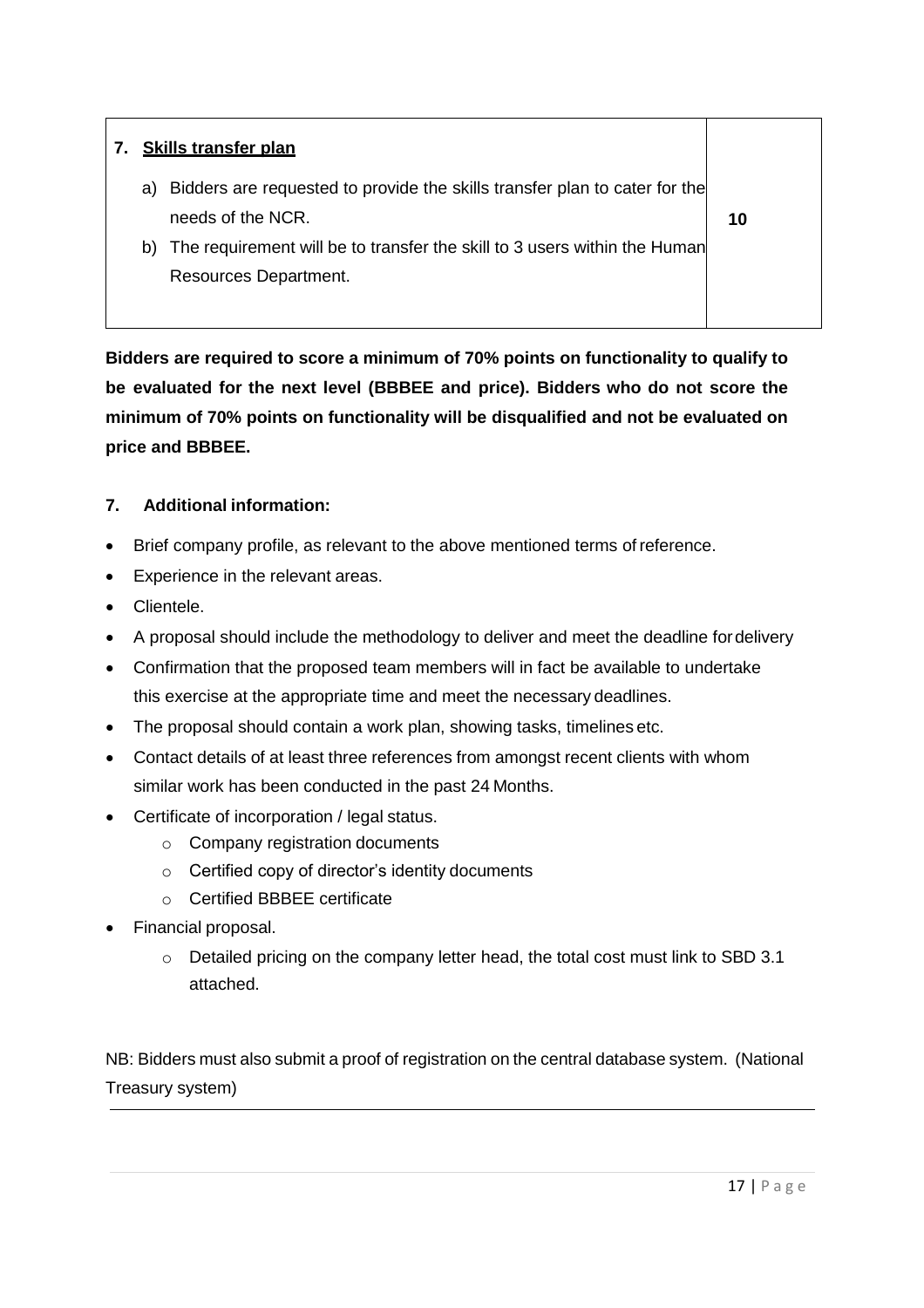| | |
|---|---|
| **7. Skills transfer plan**<br>a) Bidders are requested to provide the skills transfer plan to cater for the needs of the NCR.<br>b) The requirement will be to transfer the skill to 3 users within the Human Resources Department. | **10** |

**Bidders are required to score a minimum of 70% points on functionality to qualify to be evaluated for the next level (BBBEE and price). Bidders who do not score the minimum of 70% points on functionality will be disqualified and not be evaluated on price and BBBEE.**

## 7. Additional information:

- Brief company profile, as relevant to the above mentioned terms of reference.
- Experience in the relevant areas.
- Clientele.
- A proposal should include the methodology to deliver and meet the deadline for delivery
- Confirmation that the proposed team members will in fact be available to undertake this exercise at the appropriate time and meet the necessary deadlines.
- The proposal should contain a work plan, showing tasks, timelines etc.
- Contact details of at least three references from amongst recent clients with whom similar work has been conducted in the past 24 Months.
- Certificate of incorporation / legal status.
  - Company registration documents
  - Certified copy of director's identity documents
  - Certified BBBEE certificate
- Financial proposal.
  - Detailed pricing on the company letter head, the total cost must link to SBD 3.1 attached.

NB: Bidders must also submit a proof of registration on the central database system. (National Treasury system)